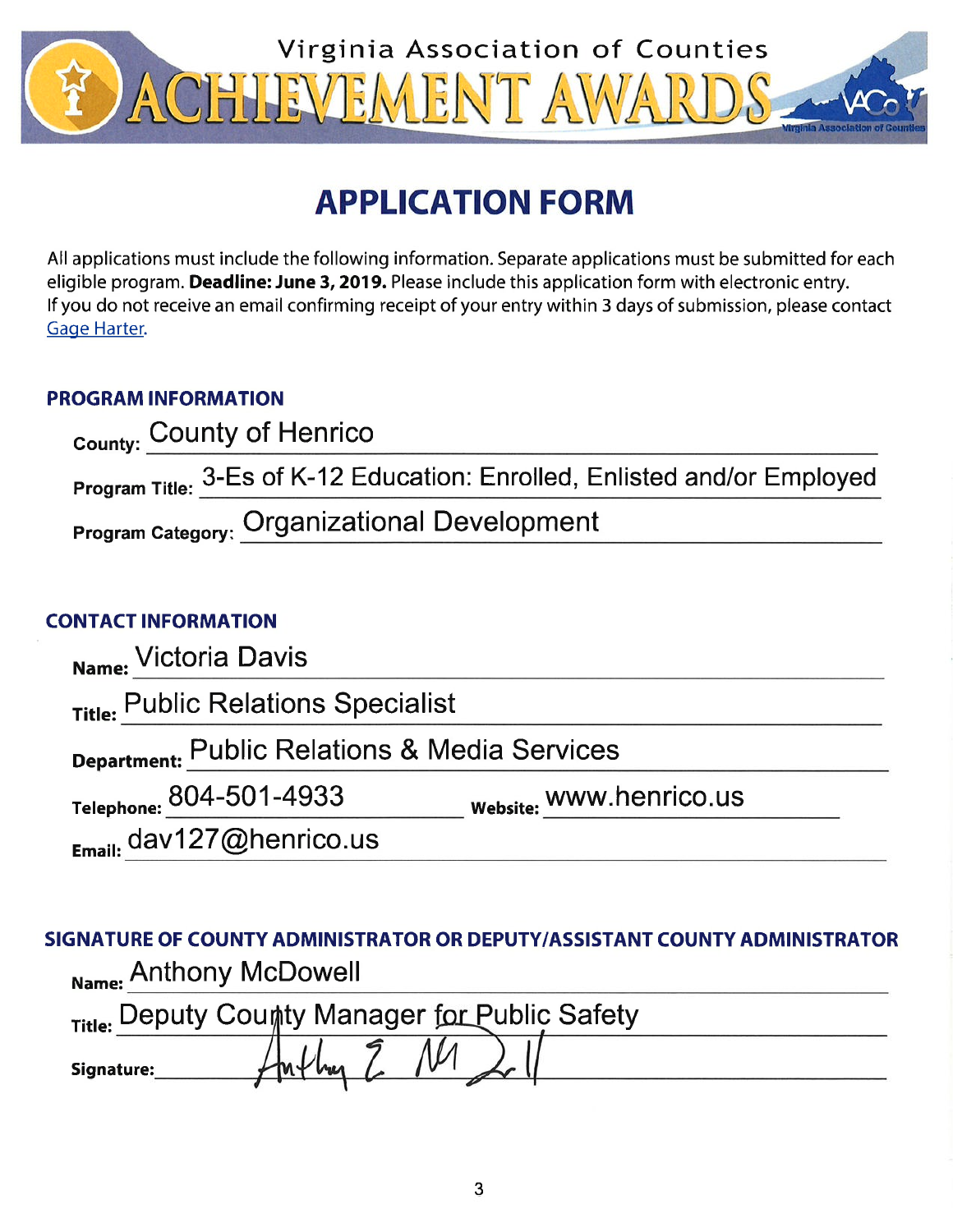Virginia Association of Counties

# ACHIEVEMENT AWARDS

## APPLICATION FORM

All applications must include the following information. Separate applications must be submitted for each eligible program. **Deadline: June 3, 2019.** Please include this application form with electronic entry. If you do not receive an email confirming receipt of your entry within 3 days of submission, please contact Gage Harter.

### PROGRAM INFORMATION

**County:** County of Henrico

**Program Title:** 3-Es of K-12 Education: Enrolled, Enlisted and/or Employed

**Program Category:** Organizational Development

### CONTACT INFORMATION

**Name:** Victoria Davis

**Title:** Public Relations Specialist

**Department:** Public Relations & Media Services

**Telephone:** 804-501-4933 **Website:** www.henrico.us

**Email:** dav127@henrico.us

### SIGNATURE OF COUNTY ADMINISTRATOR OR DEPUTY/ASSISTANT COUNTY ADMINISTRATOR

**Name:** Anthony McDowell

**Title:** Deputy County Manager for Public Safety

**Signature:** Anthony E. McDowell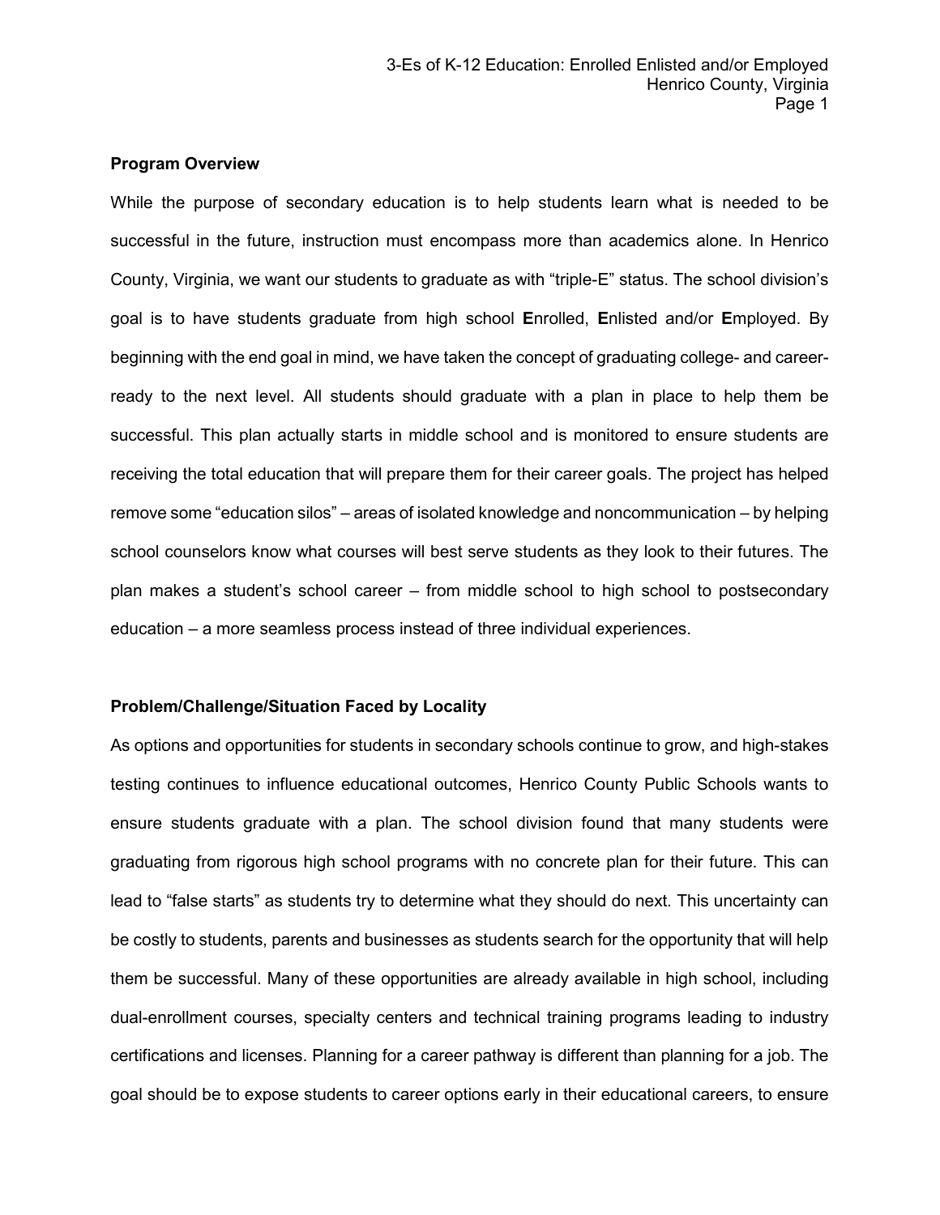**Program Overview**

While the purpose of secondary education is to help students learn what is needed to be successful in the future, instruction must encompass more than academics alone. In Henrico County, Virginia, we want our students to graduate as with "triple-E" status. The school division's goal is to have students graduate from high school **E**nrolled, **E**nlisted and/or **E**mployed. By beginning with the end goal in mind, we have taken the concept of graduating college- and career-ready to the next level. All students should graduate with a plan in place to help them be successful. This plan actually starts in middle school and is monitored to ensure students are receiving the total education that will prepare them for their career goals. The project has helped remove some "education silos" – areas of isolated knowledge and noncommunication – by helping school counselors know what courses will best serve students as they look to their futures. The plan makes a student's school career – from middle school to high school to postsecondary education – a more seamless process instead of three individual experiences.

**Problem/Challenge/Situation Faced by Locality**

As options and opportunities for students in secondary schools continue to grow, and high-stakes testing continues to influence educational outcomes, Henrico County Public Schools wants to ensure students graduate with a plan. The school division found that many students were graduating from rigorous high school programs with no concrete plan for their future. This can lead to "false starts" as students try to determine what they should do next. This uncertainty can be costly to students, parents and businesses as students search for the opportunity that will help them be successful. Many of these opportunities are already available in high school, including dual-enrollment courses, specialty centers and technical training programs leading to industry certifications and licenses. Planning for a career pathway is different than planning for a job. The goal should be to expose students to career options early in their educational careers, to ensure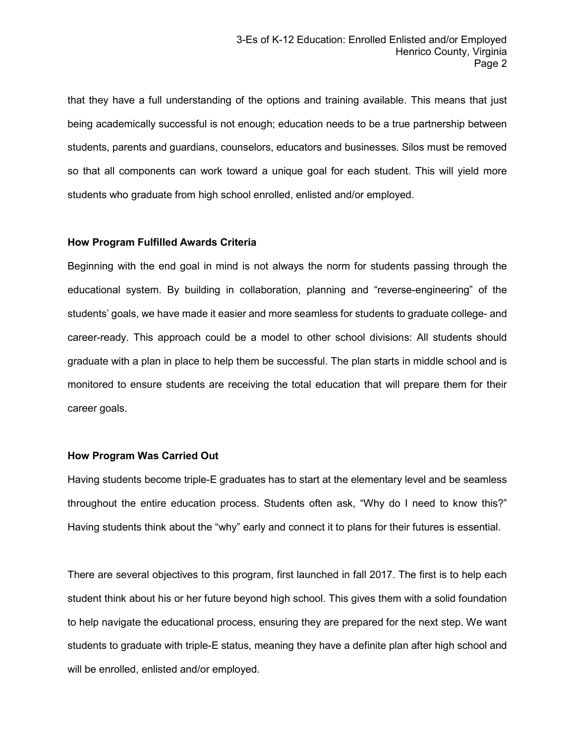that they have a full understanding of the options and training available. This means that just being academically successful is not enough; education needs to be a true partnership between students, parents and guardians, counselors, educators and businesses. Silos must be removed so that all components can work toward a unique goal for each student. This will yield more students who graduate from high school enrolled, enlisted and/or employed.

**How Program Fulfilled Awards Criteria**

Beginning with the end goal in mind is not always the norm for students passing through the educational system. By building in collaboration, planning and "reverse-engineering" of the students' goals, we have made it easier and more seamless for students to graduate college- and career-ready. This approach could be a model to other school divisions: All students should graduate with a plan in place to help them be successful. The plan starts in middle school and is monitored to ensure students are receiving the total education that will prepare them for their career goals.

**How Program Was Carried Out**

Having students become triple-E graduates has to start at the elementary level and be seamless throughout the entire education process. Students often ask, "Why do I need to know this?" Having students think about the "why" early and connect it to plans for their futures is essential.

There are several objectives to this program, first launched in fall 2017. The first is to help each student think about his or her future beyond high school. This gives them with a solid foundation to help navigate the educational process, ensuring they are prepared for the next step. We want students to graduate with triple-E status, meaning they have a definite plan after high school and will be enrolled, enlisted and/or employed.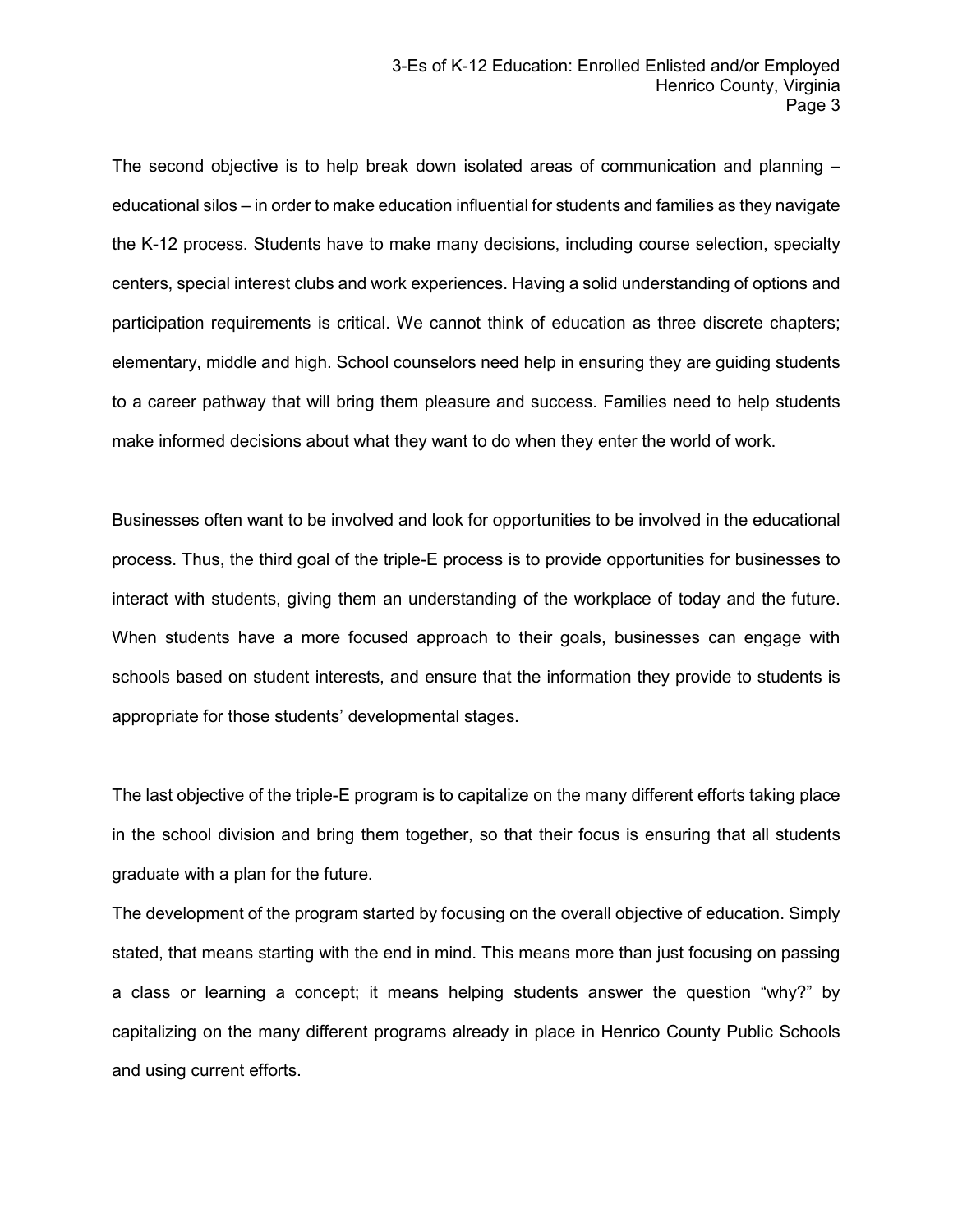The second objective is to help break down isolated areas of communication and planning – educational silos – in order to make education influential for students and families as they navigate the K-12 process. Students have to make many decisions, including course selection, specialty centers, special interest clubs and work experiences. Having a solid understanding of options and participation requirements is critical. We cannot think of education as three discrete chapters; elementary, middle and high. School counselors need help in ensuring they are guiding students to a career pathway that will bring them pleasure and success. Families need to help students make informed decisions about what they want to do when they enter the world of work.

Businesses often want to be involved and look for opportunities to be involved in the educational process. Thus, the third goal of the triple-E process is to provide opportunities for businesses to interact with students, giving them an understanding of the workplace of today and the future. When students have a more focused approach to their goals, businesses can engage with schools based on student interests, and ensure that the information they provide to students is appropriate for those students' developmental stages.

The last objective of the triple-E program is to capitalize on the many different efforts taking place in the school division and bring them together, so that their focus is ensuring that all students graduate with a plan for the future.

The development of the program started by focusing on the overall objective of education. Simply stated, that means starting with the end in mind. This means more than just focusing on passing a class or learning a concept; it means helping students answer the question "why?" by capitalizing on the many different programs already in place in Henrico County Public Schools and using current efforts.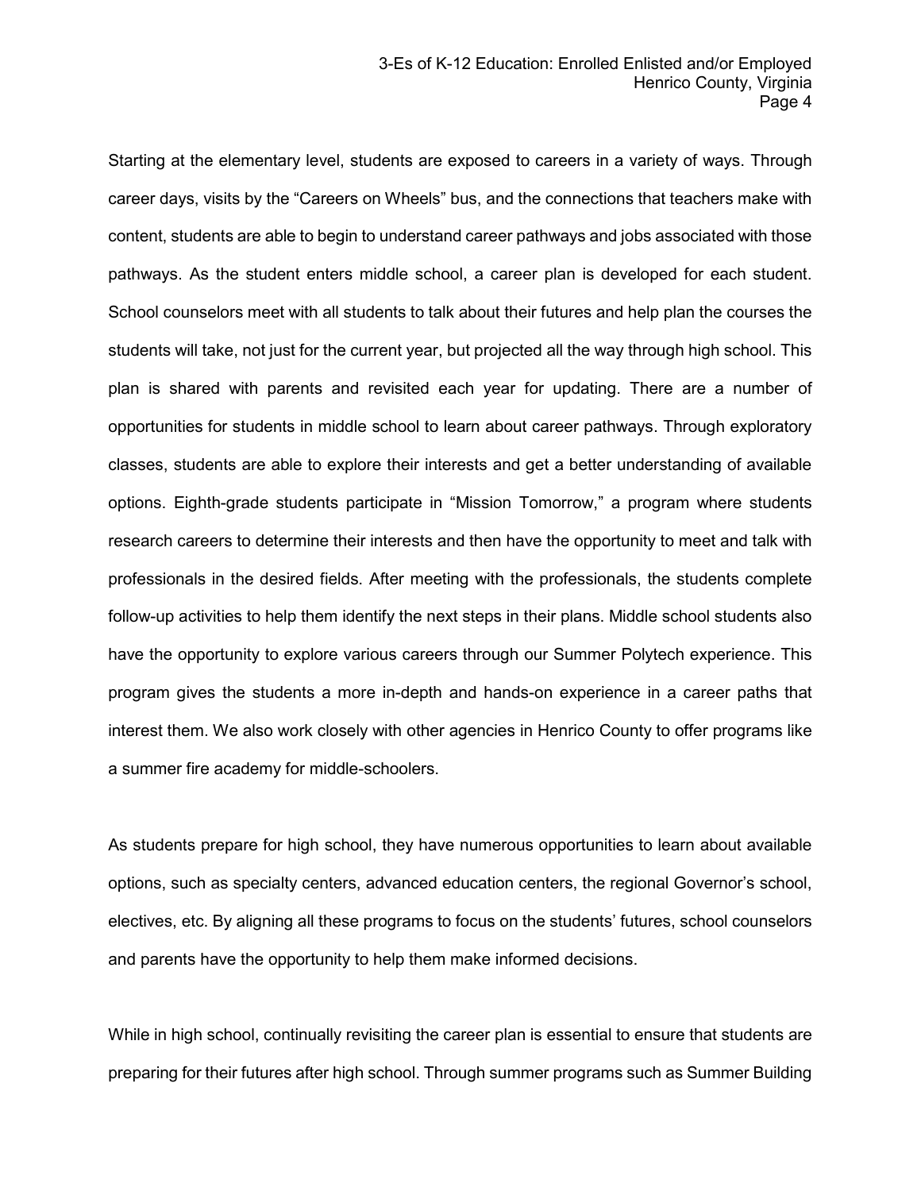Starting at the elementary level, students are exposed to careers in a variety of ways. Through career days, visits by the "Careers on Wheels" bus, and the connections that teachers make with content, students are able to begin to understand career pathways and jobs associated with those pathways. As the student enters middle school, a career plan is developed for each student. School counselors meet with all students to talk about their futures and help plan the courses the students will take, not just for the current year, but projected all the way through high school. This plan is shared with parents and revisited each year for updating. There are a number of opportunities for students in middle school to learn about career pathways. Through exploratory classes, students are able to explore their interests and get a better understanding of available options. Eighth-grade students participate in "Mission Tomorrow," a program where students research careers to determine their interests and then have the opportunity to meet and talk with professionals in the desired fields. After meeting with the professionals, the students complete follow-up activities to help them identify the next steps in their plans. Middle school students also have the opportunity to explore various careers through our Summer Polytech experience. This program gives the students a more in-depth and hands-on experience in a career paths that interest them. We also work closely with other agencies in Henrico County to offer programs like a summer fire academy for middle-schoolers.

As students prepare for high school, they have numerous opportunities to learn about available options, such as specialty centers, advanced education centers, the regional Governor's school, electives, etc. By aligning all these programs to focus on the students' futures, school counselors and parents have the opportunity to help them make informed decisions.

While in high school, continually revisiting the career plan is essential to ensure that students are preparing for their futures after high school. Through summer programs such as Summer Building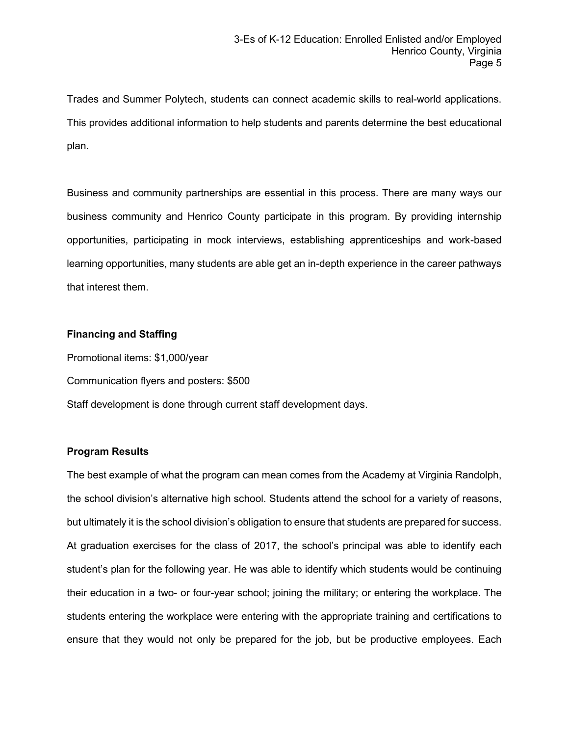Trades and Summer Polytech, students can connect academic skills to real-world applications. This provides additional information to help students and parents determine the best educational plan.

Business and community partnerships are essential in this process. There are many ways our business community and Henrico County participate in this program. By providing internship opportunities, participating in mock interviews, establishing apprenticeships and work-based learning opportunities, many students are able get an in-depth experience in the career pathways that interest them.

**Financing and Staffing**

Promotional items: $1,000/year

Communication flyers and posters: $500

Staff development is done through current staff development days.

**Program Results**

The best example of what the program can mean comes from the Academy at Virginia Randolph, the school division's alternative high school. Students attend the school for a variety of reasons, but ultimately it is the school division's obligation to ensure that students are prepared for success. At graduation exercises for the class of 2017, the school's principal was able to identify each student's plan for the following year. He was able to identify which students would be continuing their education in a two- or four-year school; joining the military; or entering the workplace. The students entering the workplace were entering with the appropriate training and certifications to ensure that they would not only be prepared for the job, but be productive employees. Each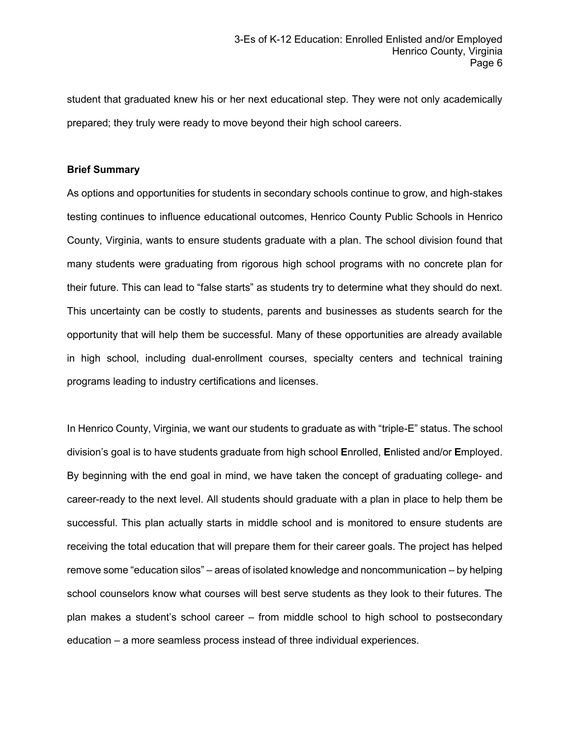student that graduated knew his or her next educational step. They were not only academically prepared; they truly were ready to move beyond their high school careers.

**Brief Summary**

As options and opportunities for students in secondary schools continue to grow, and high-stakes testing continues to influence educational outcomes, Henrico County Public Schools in Henrico County, Virginia, wants to ensure students graduate with a plan. The school division found that many students were graduating from rigorous high school programs with no concrete plan for their future. This can lead to "false starts" as students try to determine what they should do next. This uncertainty can be costly to students, parents and businesses as students search for the opportunity that will help them be successful. Many of these opportunities are already available in high school, including dual-enrollment courses, specialty centers and technical training programs leading to industry certifications and licenses.

In Henrico County, Virginia, we want our students to graduate as with "triple-E" status. The school division's goal is to have students graduate from high school **E**nrolled, **E**nlisted and/or **E**mployed. By beginning with the end goal in mind, we have taken the concept of graduating college- and career-ready to the next level. All students should graduate with a plan in place to help them be successful. This plan actually starts in middle school and is monitored to ensure students are receiving the total education that will prepare them for their career goals. The project has helped remove some "education silos" – areas of isolated knowledge and noncommunication – by helping school counselors know what courses will best serve students as they look to their futures. The plan makes a student's school career – from middle school to high school to postsecondary education – a more seamless process instead of three individual experiences.